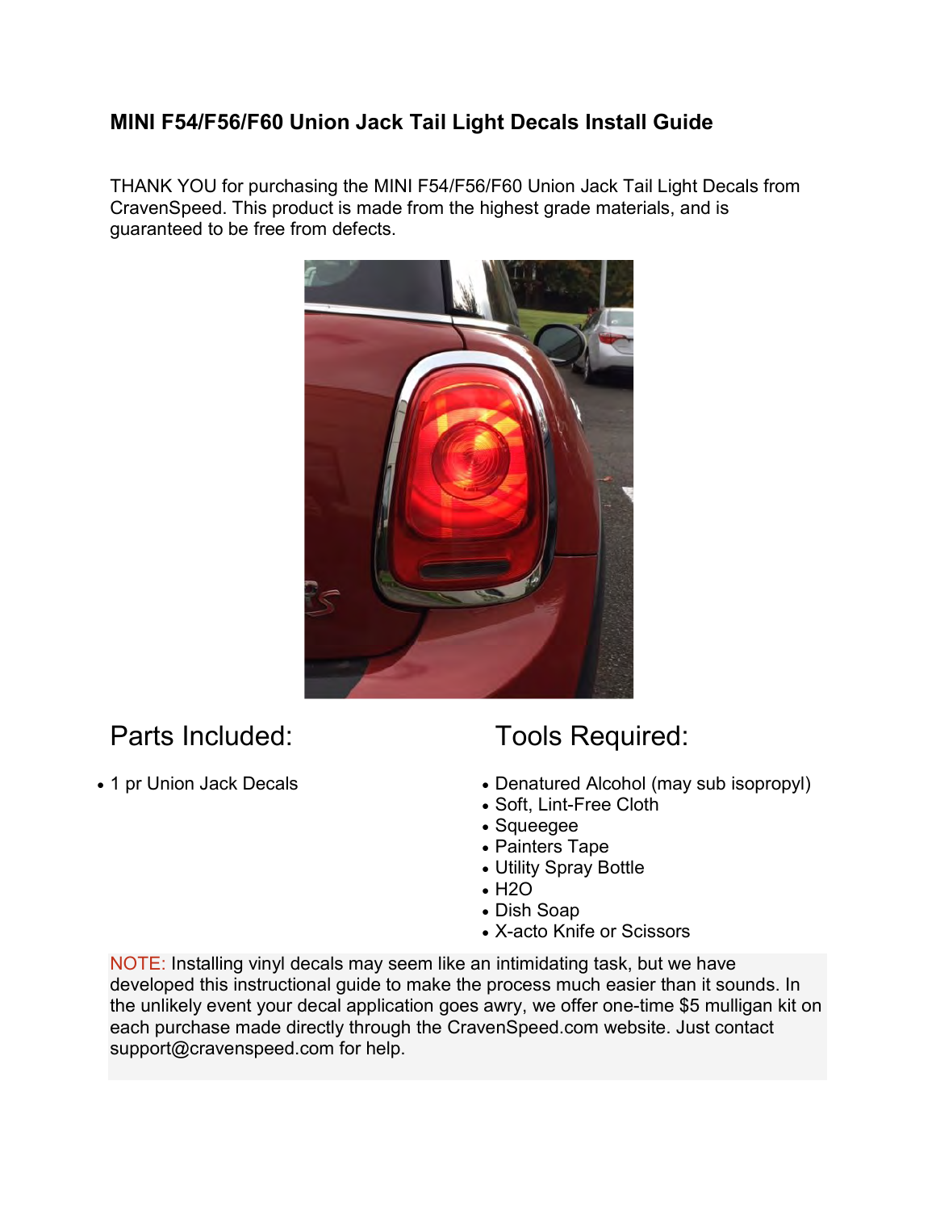# MINI F54/F56/F60 Union Jack Tail Light Decals Install Guide

THANK YOU for purchasing the MINI F54/F56/F60 Union Jack Tail Light Decals from CravenSpeed. This product is made from the highest grade materials, and is guaranteed to be free from defects.

## Parts Included:

- 1 pr Union Jack Decals

## Tools Required:

- Denatured Alcohol (may sub isopropyl)
- Soft, Lint-Free Cloth
- Squeegee
- Painters Tape
- Utility Spray Bottle
- H2O
- Dish Soap
- X-acto Knife or Scissors

NOTE: Installing vinyl decals may seem like an intimidating task, but we have developed this instructional guide to make the process much easier than it sounds. In the unlikely event your decal application goes awry, we offer one-time $5 mulligan kit on each purchase made directly through the CravenSpeed.com website. Just contact support@cravenspeed.com for help.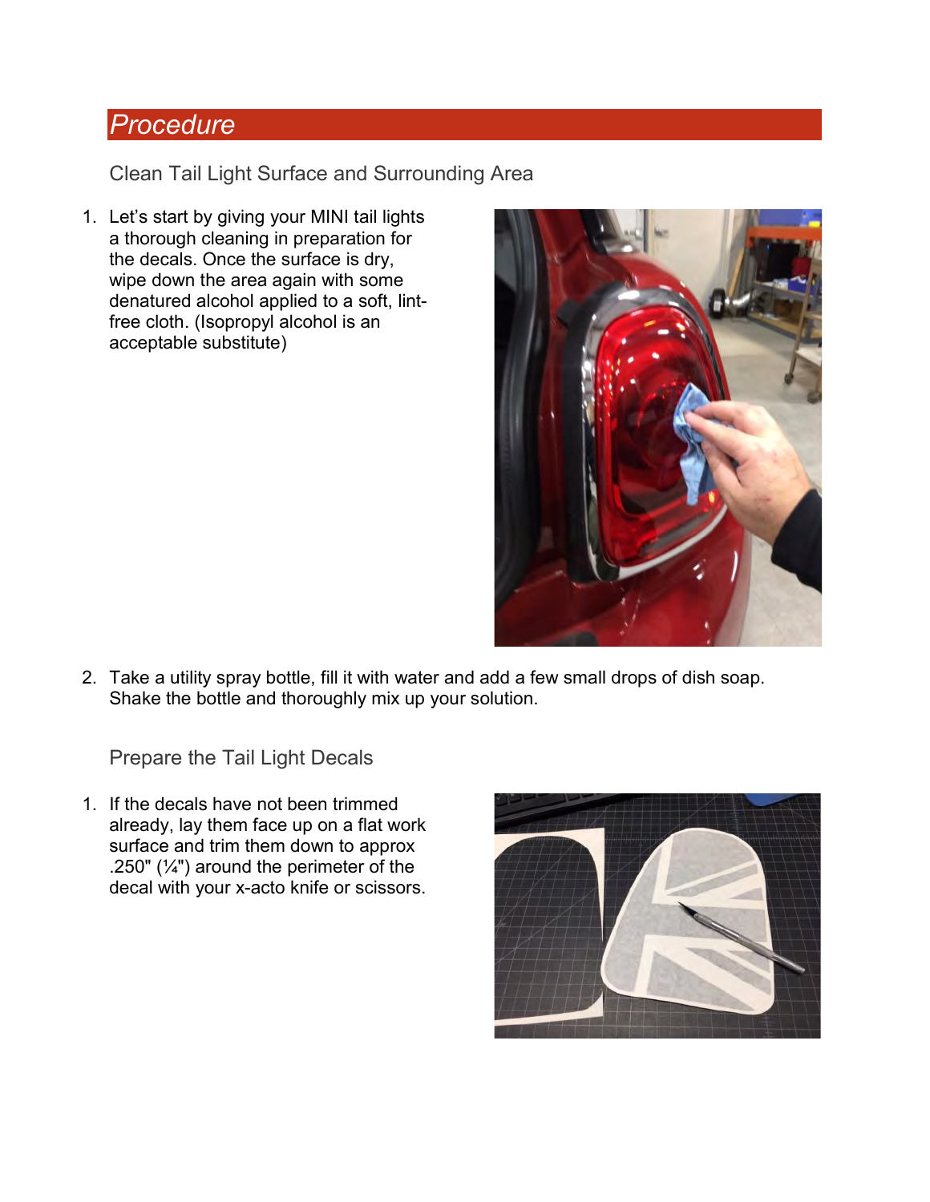## Procedure

### Clean Tail Light Surface and Surrounding Area

1. Let's start by giving your MINI tail lights a thorough cleaning in preparation for the decals. Once the surface is dry, wipe down the area again with some denatured alcohol applied to a soft, lint-free cloth. (Isopropyl alcohol is an acceptable substitute)

2. Take a utility spray bottle, fill it with water and add a few small drops of dish soap. Shake the bottle and thoroughly mix up your solution.

### Prepare the Tail Light Decals

1. If the decals have not been trimmed already, lay them face up on a flat work surface and trim them down to approx .250" (¼") around the perimeter of the decal with your x-acto knife or scissors.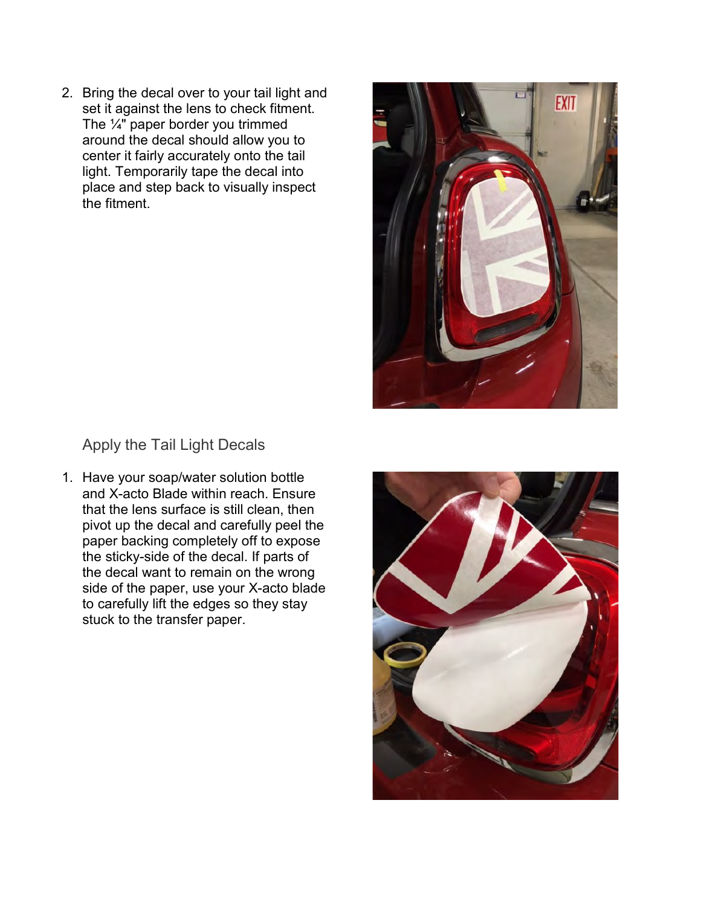2. Bring the decal over to your tail light and set it against the lens to check fitment. The ¼" paper border you trimmed around the decal should allow you to center it fairly accurately onto the tail light. Temporarily tape the decal into place and step back to visually inspect the fitment.

## Apply the Tail Light Decals

1. Have your soap/water solution bottle and X-acto Blade within reach. Ensure that the lens surface is still clean, then pivot up the decal and carefully peel the paper backing completely off to expose the sticky-side of the decal. If parts of the decal want to remain on the wrong side of the paper, use your X-acto blade to carefully lift the edges so they stay stuck to the transfer paper.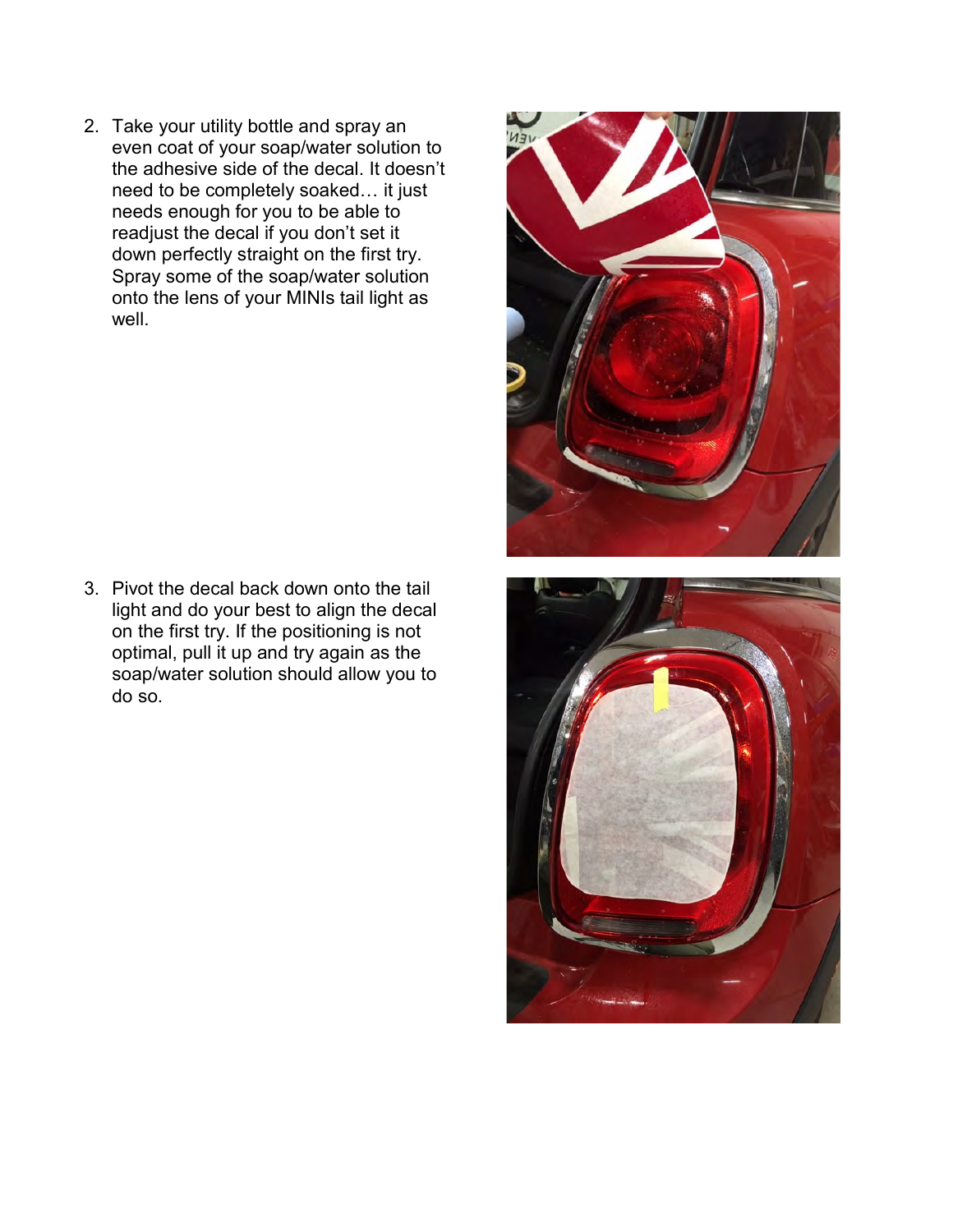2. Take your utility bottle and spray an even coat of your soap/water solution to the adhesive side of the decal. It doesn't need to be completely soaked… it just needs enough for you to be able to readjust the decal if you don't set it down perfectly straight on the first try. Spray some of the soap/water solution onto the lens of your MINIs tail light as well.

3. Pivot the decal back down onto the tail light and do your best to align the decal on the first try. If the positioning is not optimal, pull it up and try again as the soap/water solution should allow you to do so.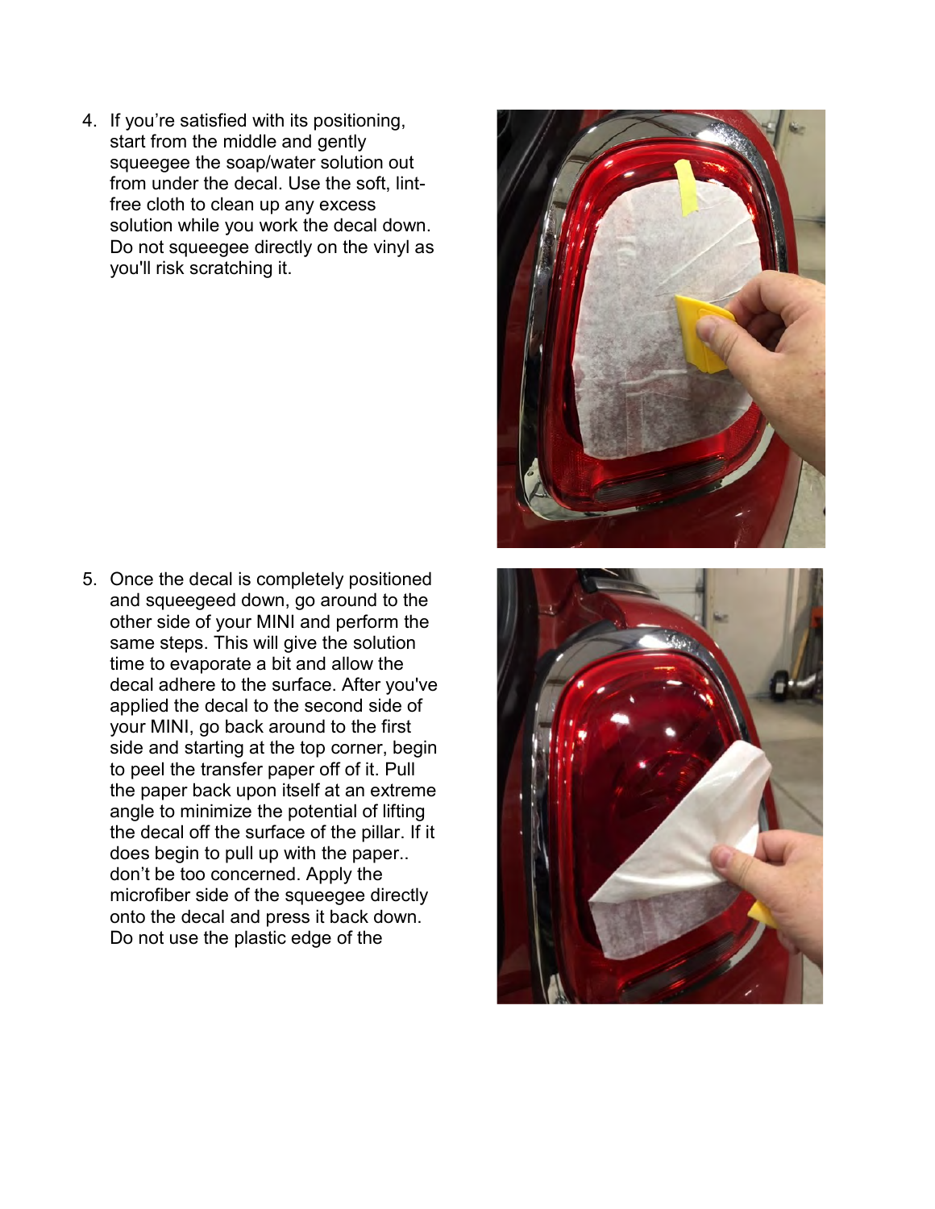4. If you're satisfied with its positioning, start from the middle and gently squeegee the soap/water solution out from under the decal. Use the soft, lint-free cloth to clean up any excess solution while you work the decal down. Do not squeegee directly on the vinyl as you'll risk scratching it.

5. Once the decal is completely positioned and squeegeed down, go around to the other side of your MINI and perform the same steps. This will give the solution time to evaporate a bit and allow the decal adhere to the surface. After you've applied the decal to the second side of your MINI, go back around to the first side and starting at the top corner, begin to peel the transfer paper off of it. Pull the paper back upon itself at an extreme angle to minimize the potential of lifting the decal off the surface of the pillar. If it does begin to pull up with the paper.. don't be too concerned. Apply the microfiber side of the squeegee directly onto the decal and press it back down. Do not use the plastic edge of the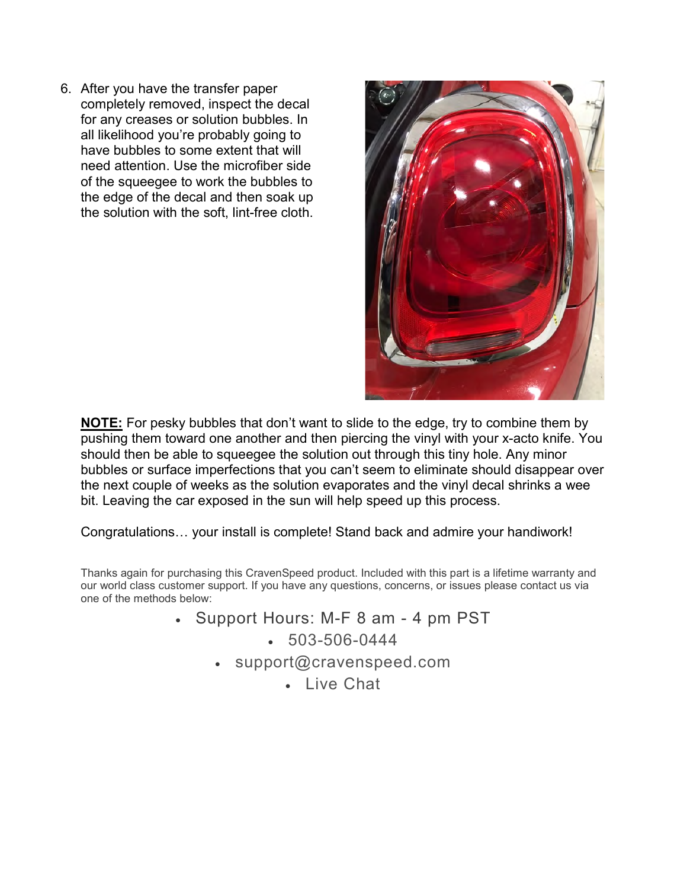6. After you have the transfer paper completely removed, inspect the decal for any creases or solution bubbles. In all likelihood you're probably going to have bubbles to some extent that will need attention. Use the microfiber side of the squeegee to work the bubbles to the edge of the decal and then soak up the solution with the soft, lint-free cloth.

   **NOTE:** For pesky bubbles that don't want to slide to the edge, try to combine them by pushing them toward one another and then piercing the vinyl with your x-acto knife. You should then be able to squeegee the solution out through this tiny hole. Any minor bubbles or surface imperfections that you can't seem to eliminate should disappear over the next couple of weeks as the solution evaporates and the vinyl decal shrinks a wee bit. Leaving the car exposed in the sun will help speed up this process.

   Congratulations… your install is complete! Stand back and admire your handiwork!

   Thanks again for purchasing this CravenSpeed product. Included with this part is a lifetime warranty and our world class customer support. If you have any questions, concerns, or issues please contact us via one of the methods below:

- Support Hours: M-F 8 am - 4 pm PST
- 503-506-0444
- support@cravenspeed.com
- Live Chat